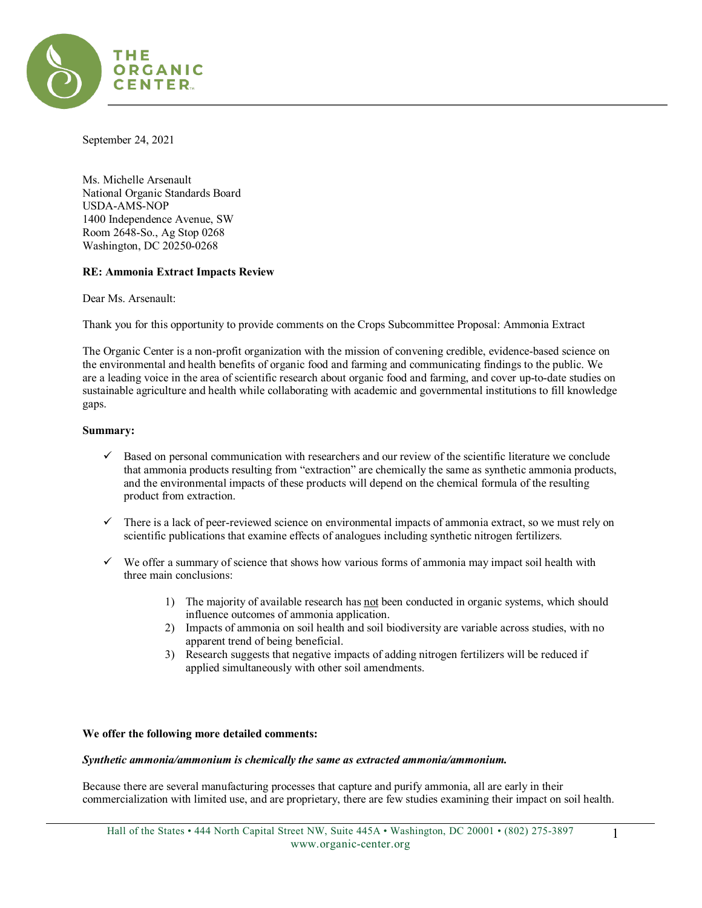THE ORGANIC CENTER

September 24, 2021

Ms. Michelle Arsenault
National Organic Standards Board
USDA-AMS-NOP
1400 Independence Avenue, SW
Room 2648-So., Ag Stop 0268
Washington, DC 20250-0268

**RE: Ammonia Extract Impacts Review**

Dear Ms. Arsenault:

Thank you for this opportunity to provide comments on the Crops Subcommittee Proposal: Ammonia Extract

The Organic Center is a non-profit organization with the mission of convening credible, evidence-based science on the environmental and health benefits of organic food and farming and communicating findings to the public. We are a leading voice in the area of scientific research about organic food and farming, and cover up-to-date studies on sustainable agriculture and health while collaborating with academic and governmental institutions to fill knowledge gaps.

**Summary:**

- ✓ Based on personal communication with researchers and our review of the scientific literature we conclude that ammonia products resulting from "extraction" are chemically the same as synthetic ammonia products, and the environmental impacts of these products will depend on the chemical formula of the resulting product from extraction.

- ✓ There is a lack of peer-reviewed science on environmental impacts of ammonia extract, so we must rely on scientific publications that examine effects of analogues including synthetic nitrogen fertilizers.

- ✓ We offer a summary of science that shows how various forms of ammonia may impact soil health with three main conclusions:

  1) The majority of available research has <u>not</u> been conducted in organic systems, which should influence outcomes of ammonia application.
  2) Impacts of ammonia on soil health and soil biodiversity are variable across studies, with no apparent trend of being beneficial.
  3) Research suggests that negative impacts of adding nitrogen fertilizers will be reduced if applied simultaneously with other soil amendments.

**We offer the following more detailed comments:**

***Synthetic ammonia/ammonium is chemically the same as extracted ammonia/ammonium.***

Because there are several manufacturing processes that capture and purify ammonia, all are early in their commercialization with limited use, and are proprietary, there are few studies examining their impact on soil health.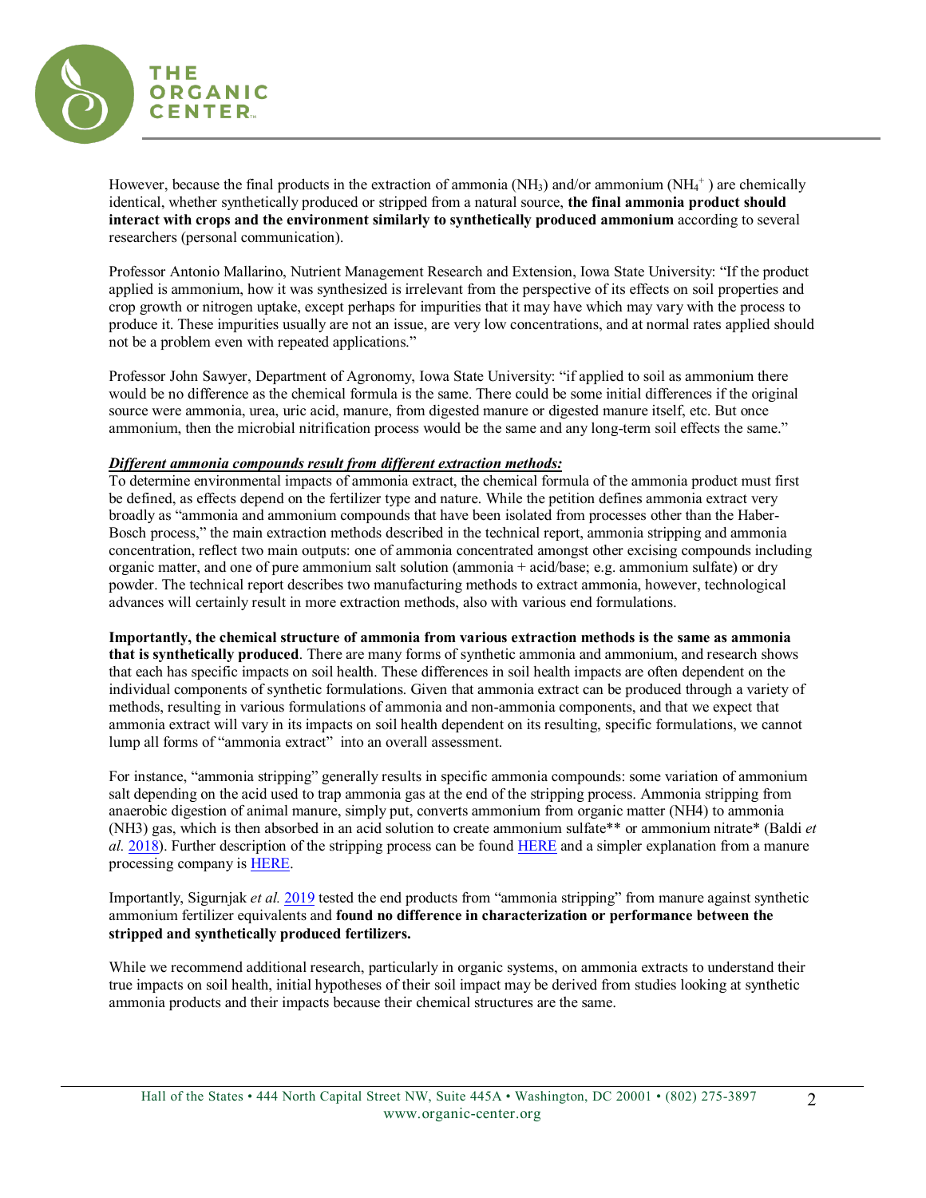However, because the final products in the extraction of ammonia ($NH_3$) and/or ammonium ($NH_4^+$) are chemically identical, whether synthetically produced or stripped from a natural source, **the final ammonia product should interact with crops and the environment similarly to synthetically produced ammonium** according to several researchers (personal communication).

Professor Antonio Mallarino, Nutrient Management Research and Extension, Iowa State University: "If the product applied is ammonium, how it was synthesized is irrelevant from the perspective of its effects on soil properties and crop growth or nitrogen uptake, except perhaps for impurities that it may have which may vary with the process to produce it. These impurities usually are not an issue, are very low concentrations, and at normal rates applied should not be a problem even with repeated applications."

Professor John Sawyer, Department of Agronomy, Iowa State University: "if applied to soil as ammonium there would be no difference as the chemical formula is the same. There could be some initial differences if the original source were ammonia, urea, uric acid, manure, from digested manure or digested manure itself, etc. But once ammonium, then the microbial nitrification process would be the same and any long-term soil effects the same."

***Different ammonia compounds result from different extraction methods:***

To determine environmental impacts of ammonia extract, the chemical formula of the ammonia product must first be defined, as effects depend on the fertilizer type and nature. While the petition defines ammonia extract very broadly as "ammonia and ammonium compounds that have been isolated from processes other than the Haber-Bosch process," the main extraction methods described in the technical report, ammonia stripping and ammonia concentration, reflect two main outputs: one of ammonia concentrated amongst other excising compounds including organic matter, and one of pure ammonium salt solution (ammonia + acid/base; e.g. ammonium sulfate) or dry powder. The technical report describes two manufacturing methods to extract ammonia, however, technological advances will certainly result in more extraction methods, also with various end formulations.

**Importantly, the chemical structure of ammonia from various extraction methods is the same as ammonia that is synthetically produced**. There are many forms of synthetic ammonia and ammonium, and research shows that each has specific impacts on soil health. These differences in soil health impacts are often dependent on the individual components of synthetic formulations. Given that ammonia extract can be produced through a variety of methods, resulting in various formulations of ammonia and non-ammonia components, and that we expect that ammonia extract will vary in its impacts on soil health dependent on its resulting, specific formulations, we cannot lump all forms of "ammonia extract" into an overall assessment.

For instance, "ammonia stripping" generally results in specific ammonia compounds: some variation of ammonium salt depending on the acid used to trap ammonia gas at the end of the stripping process. Ammonia stripping from anaerobic digestion of animal manure, simply put, converts ammonium from organic matter ($NH_4$) to ammonia ($NH_3$) gas, which is then absorbed in an acid solution to create ammonium sulfate** or ammonium nitrate* (Baldi *et al.* 2018). Further description of the stripping process can be found HERE and a simpler explanation from a manure processing company is HERE.

Importantly, Sigurnjak *et al.* 2019 tested the end products from "ammonia stripping" from manure against synthetic ammonium fertilizer equivalents and **found no difference in characterization or performance between the stripped and synthetically produced fertilizers.**

While we recommend additional research, particularly in organic systems, on ammonia extracts to understand their true impacts on soil health, initial hypotheses of their soil impact may be derived from studies looking at synthetic ammonia products and their impacts because their chemical structures are the same.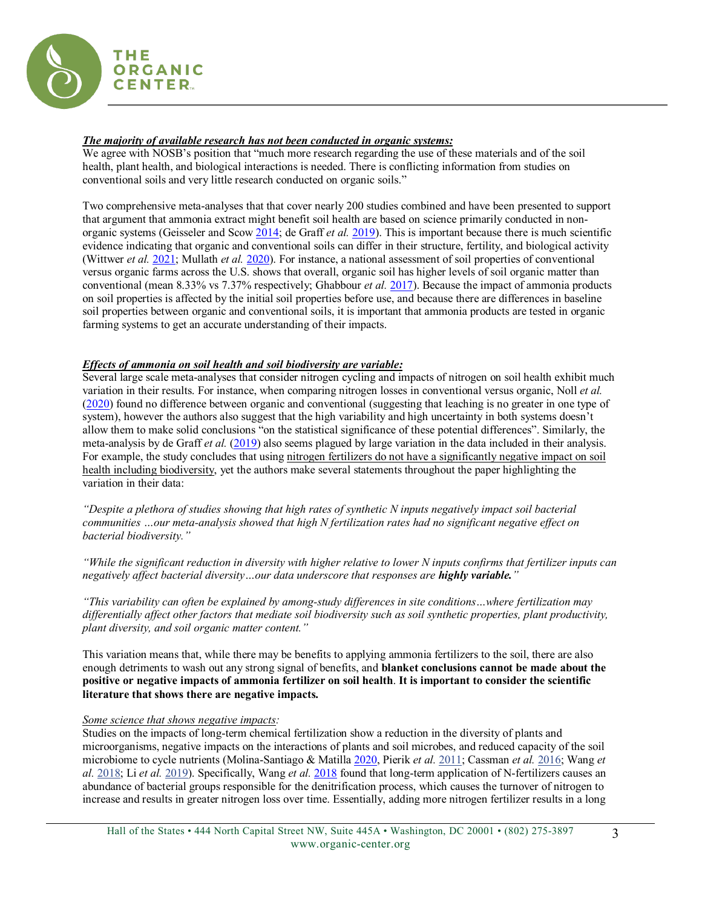***The majority of available research has not been conducted in organic systems:***
We agree with NOSB's position that "much more research regarding the use of these materials and of the soil health, plant health, and biological interactions is needed. There is conflicting information from studies on conventional soils and very little research conducted on organic soils."

Two comprehensive meta-analyses that that cover nearly 200 studies combined and have been presented to support that argument that ammonia extract might benefit soil health are based on science primarily conducted in non-organic systems (Geisseler and Scow 2014; de Graff *et al.* 2019). This is important because there is much scientific evidence indicating that organic and conventional soils can differ in their structure, fertility, and biological activity (Wittwer *et al.* 2021; Mullath *et al.* 2020). For instance, a national assessment of soil properties of conventional versus organic farms across the U.S. shows that overall, organic soil has higher levels of soil organic matter than conventional (mean 8.33% vs 7.37% respectively; Ghabbour *et al.* 2017). Because the impact of ammonia products on soil properties is affected by the initial soil properties before use, and because there are differences in baseline soil properties between organic and conventional soils, it is important that ammonia products are tested in organic farming systems to get an accurate understanding of their impacts.

***Effects of ammonia on soil health and soil biodiversity are variable:***
Several large scale meta-analyses that consider nitrogen cycling and impacts of nitrogen on soil health exhibit much variation in their results. For instance, when comparing nitrogen losses in conventional versus organic, Noll *et al.* (2020) found no difference between organic and conventional (suggesting that leaching is no greater in one type of system), however the authors also suggest that the high variability and high uncertainty in both systems doesn't allow them to make solid conclusions "on the statistical significance of these potential differences". Similarly, the meta-analysis by de Graff *et al.* (2019) also seems plagued by large variation in the data included in their analysis. For example, the study concludes that using nitrogen fertilizers do not have a significantly negative impact on soil health including biodiversity, yet the authors make several statements throughout the paper highlighting the variation in their data:

*"Despite a plethora of studies showing that high rates of synthetic N inputs negatively impact soil bacterial communities …our meta-analysis showed that high N fertilization rates had no significant negative effect on bacterial biodiversity."*

*"While the significant reduction in diversity with higher relative to lower N inputs confirms that fertilizer inputs can negatively affect bacterial diversity…our data underscore that responses are **highly variable.**"*

*"This variability can often be explained by among-study differences in site conditions…where fertilization may differentially affect other factors that mediate soil biodiversity such as soil synthetic properties, plant productivity, plant diversity, and soil organic matter content."*

This variation means that, while there may be benefits to applying ammonia fertilizers to the soil, there are also enough detriments to wash out any strong signal of benefits, and **blanket conclusions cannot be made about the positive or negative impacts of ammonia fertilizer on soil health**. **It is important to consider the scientific literature that shows there are negative impacts.**

*Some science that shows negative impacts:*
Studies on the impacts of long-term chemical fertilization show a reduction in the diversity of plants and microorganisms, negative impacts on the interactions of plants and soil microbes, and reduced capacity of the soil microbiome to cycle nutrients (Molina-Santiago & Matilla 2020, Pierik *et al.* 2011; Cassman *et al.* 2016; Wang *et al.* 2018; Li *et al.* 2019). Specifically, Wang *et al.* 2018 found that long-term application of N-fertilizers causes an abundance of bacterial groups responsible for the denitrification process, which causes the turnover of nitrogen to increase and results in greater nitrogen loss over time. Essentially, adding more nitrogen fertilizer results in a long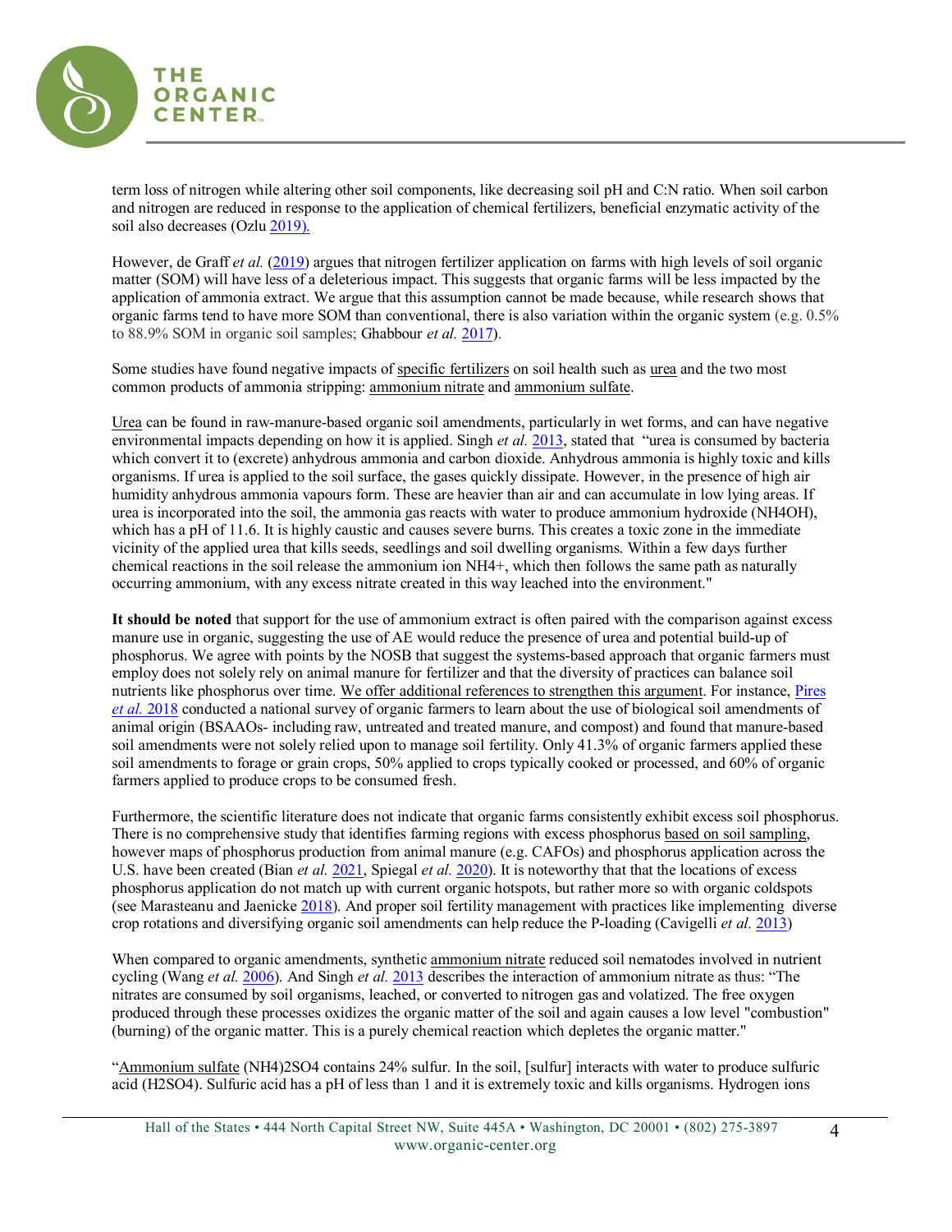term loss of nitrogen while altering other soil components, like decreasing soil pH and C:N ratio. When soil carbon and nitrogen are reduced in response to the application of chemical fertilizers, beneficial enzymatic activity of the soil also decreases (Ozlu 2019).

However, de Graff *et al.* (2019) argues that nitrogen fertilizer application on farms with high levels of soil organic matter (SOM) will have less of a deleterious impact. This suggests that organic farms will be less impacted by the application of ammonia extract. We argue that this assumption cannot be made because, while research shows that organic farms tend to have more SOM than conventional, there is also variation within the organic system (e.g. 0.5% to 88.9% SOM in organic soil samples; Ghabbour *et al.* 2017).

Some studies have found negative impacts of specific fertilizers on soil health such as urea and the two most common products of ammonia stripping: ammonium nitrate and ammonium sulfate.

Urea can be found in raw-manure-based organic soil amendments, particularly in wet forms, and can have negative environmental impacts depending on how it is applied. Singh *et al.* 2013, stated that "urea is consumed by bacteria which convert it to (excrete) anhydrous ammonia and carbon dioxide. Anhydrous ammonia is highly toxic and kills organisms. If urea is applied to the soil surface, the gases quickly dissipate. However, in the presence of high air humidity anhydrous ammonia vapours form. These are heavier than air and can accumulate in low lying areas. If urea is incorporated into the soil, the ammonia gas reacts with water to produce ammonium hydroxide ($NH_4OH$), which has a pH of 11.6. It is highly caustic and causes severe burns. This creates a toxic zone in the immediate vicinity of the applied urea that kills seeds, seedlings and soil dwelling organisms. Within a few days further chemical reactions in the soil release the ammonium ion $NH_4^+$, which then follows the same path as naturally occurring ammonium, with any excess nitrate created in this way leached into the environment."

**It should be noted** that support for the use of ammonium extract is often paired with the comparison against excess manure use in organic, suggesting the use of AE would reduce the presence of urea and potential build-up of phosphorus. We agree with points by the NOSB that suggest the systems-based approach that organic farmers must employ does not solely rely on animal manure for fertilizer and that the diversity of practices can balance soil nutrients like phosphorus over time. We offer additional references to strengthen this argument. For instance, Pires *et al.* 2018 conducted a national survey of organic farmers to learn about the use of biological soil amendments of animal origin (BSAAOs- including raw, untreated and treated manure, and compost) and found that manure-based soil amendments were not solely relied upon to manage soil fertility. Only 41.3% of organic farmers applied these soil amendments to forage or grain crops, 50% applied to crops typically cooked or processed, and 60% of organic farmers applied to produce crops to be consumed fresh.

Furthermore, the scientific literature does not indicate that organic farms consistently exhibit excess soil phosphorus. There is no comprehensive study that identifies farming regions with excess phosphorus based on soil sampling, however maps of phosphorus production from animal manure (e.g. CAFOs) and phosphorus application across the U.S. have been created (Bian *et al.* 2021, Spiegal *et al.* 2020). It is noteworthy that that the locations of excess phosphorus application do not match up with current organic hotspots, but rather more so with organic coldspots (see Marasteanu and Jaenicke 2018). And proper soil fertility management with practices like implementing diverse crop rotations and diversifying organic soil amendments can help reduce the P-loading (Cavigelli *et al.* 2013)

When compared to organic amendments, synthetic ammonium nitrate reduced soil nematodes involved in nutrient cycling (Wang *et al.* 2006). And Singh *et al.* 2013 describes the interaction of ammonium nitrate as thus: "The nitrates are consumed by soil organisms, leached, or converted to nitrogen gas and volatized. The free oxygen produced through these processes oxidizes the organic matter of the soil and again causes a low level "combustion" (burning) of the organic matter. This is a purely chemical reaction which depletes the organic matter."

"Ammonium sulfate $(NH_4)_2SO_4$ contains 24% sulfur. In the soil, [sulfur] interacts with water to produce sulfuric acid ($H_2SO_4$). Sulfuric acid has a pH of less than 1 and it is extremely toxic and kills organisms. Hydrogen ions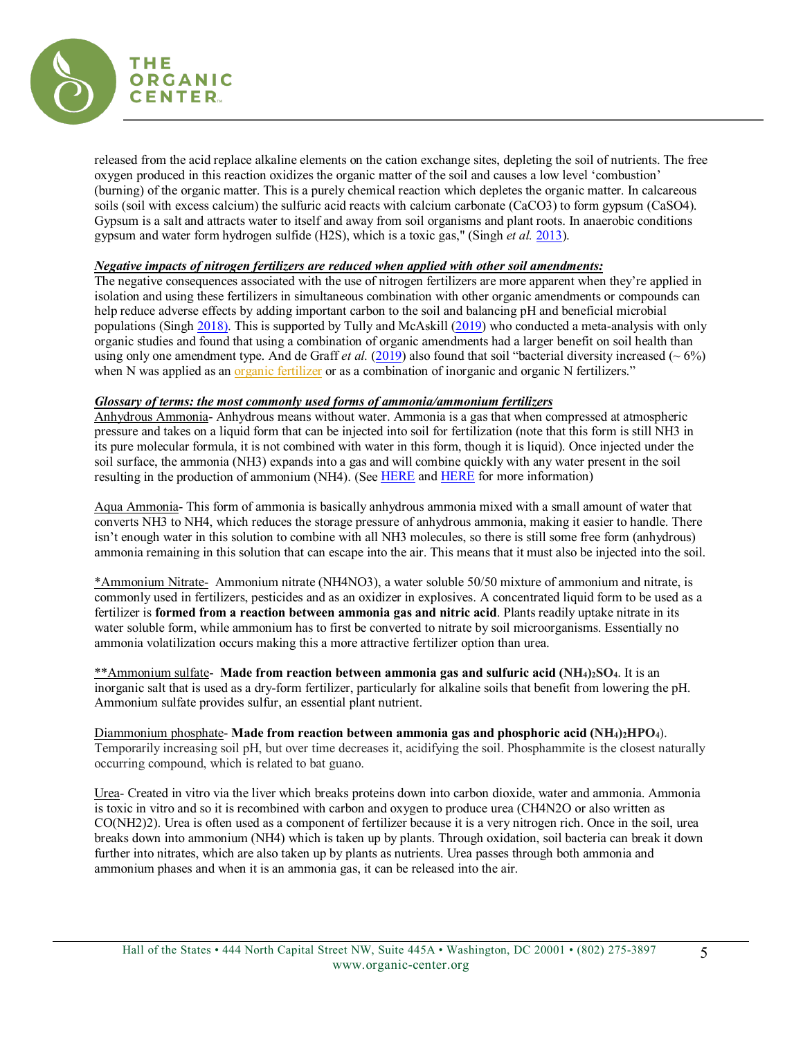released from the acid replace alkaline elements on the cation exchange sites, depleting the soil of nutrients. The free oxygen produced in this reaction oxidizes the organic matter of the soil and causes a low level 'combustion' (burning) of the organic matter. This is a purely chemical reaction which depletes the organic matter. In calcareous soils (soil with excess calcium) the sulfuric acid reacts with calcium carbonate ($CaCO_3$) to form gypsum ($CaSO_4$). Gypsum is a salt and attracts water to itself and away from soil organisms and plant roots. In anaerobic conditions gypsum and water form hydrogen sulfide ($H_2S$), which is a toxic gas," (Singh *et al.* 2013).

***Negative impacts of nitrogen fertilizers are reduced when applied with other soil amendments:***

The negative consequences associated with the use of nitrogen fertilizers are more apparent when they're applied in isolation and using these fertilizers in simultaneous combination with other organic amendments or compounds can help reduce adverse effects by adding important carbon to the soil and balancing pH and beneficial microbial populations (Singh 2018). This is supported by Tully and McAskill (2019) who conducted a meta-analysis with only organic studies and found that using a combination of organic amendments had a larger benefit on soil health than using only one amendment type. And de Graff *et al.* (2019) also found that soil "bacterial diversity increased (~ 6%) when N was applied as an organic fertilizer or as a combination of inorganic and organic N fertilizers."

***Glossary of terms: the most commonly used forms of ammonia/ammonium fertilizers***

Anhydrous Ammonia- Anhydrous means without water. Ammonia is a gas that when compressed at atmospheric pressure and takes on a liquid form that can be injected into soil for fertilization (note that this form is still $NH_3$ in its pure molecular formula, it is not combined with water in this form, though it is liquid). Once injected under the soil surface, the ammonia ($NH_3$) expands into a gas and will combine quickly with any water present in the soil resulting in the production of ammonium ($NH_4$). (See HERE and HERE for more information)

Aqua Ammonia- This form of ammonia is basically anhydrous ammonia mixed with a small amount of water that converts $NH_3$ to $NH_4$, which reduces the storage pressure of anhydrous ammonia, making it easier to handle. There isn't enough water in this solution to combine with all $NH_3$ molecules, so there is still some free form (anhydrous) ammonia remaining in this solution that can escape into the air. This means that it must also be injected into the soil.

*Ammonium Nitrate- Ammonium nitrate ($NH_4NO_3$), a water soluble 50/50 mixture of ammonium and nitrate, is commonly used in fertilizers, pesticides and as an oxidizer in explosives. A concentrated liquid form to be used as a fertilizer is **formed from a reaction between ammonia gas and nitric acid**. Plants readily uptake nitrate in its water soluble form, while ammonium has to first be converted to nitrate by soil microorganisms. Essentially no ammonia volatilization occurs making this a more attractive fertilizer option than urea.

**Ammonium sulfate- **Made from reaction between ammonia gas and sulfuric acid $(NH_4)_2SO_4$**. It is an inorganic salt that is used as a dry-form fertilizer, particularly for alkaline soils that benefit from lowering the pH. Ammonium sulfate provides sulfur, an essential plant nutrient.

Diammonium phosphate- **Made from reaction between ammonia gas and phosphoric acid $(NH_4)_2HPO_4$**). Temporarily increasing soil pH, but over time decreases it, acidifying the soil. Phosphammite is the closest naturally occurring compound, which is related to bat guano.

Urea- Created in vitro via the liver which breaks proteins down into carbon dioxide, water and ammonia. Ammonia is toxic in vitro and so it is recombined with carbon and oxygen to produce urea ($CH_4N_2O$ or also written as $CO(NH_2)_2$). Urea is often used as a component of fertilizer because it is a very nitrogen rich. Once in the soil, urea breaks down into ammonium ($NH_4$) which is taken up by plants. Through oxidation, soil bacteria can break it down further into nitrates, which are also taken up by plants as nutrients. Urea passes through both ammonia and ammonium phases and when it is an ammonia gas, it can be released into the air.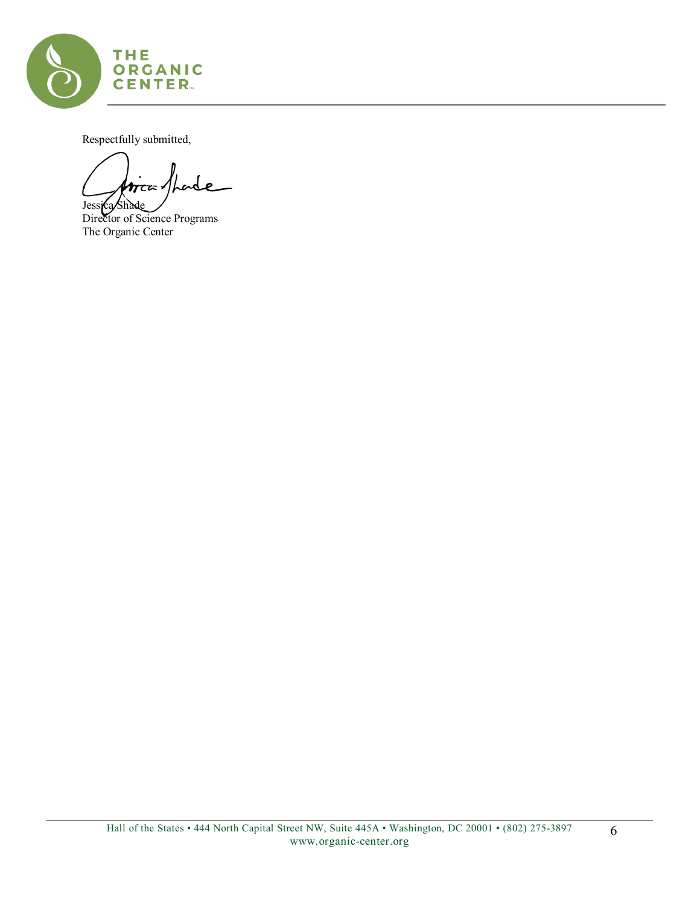Respectfully submitted,

Jessica Shade
Director of Science Programs
The Organic Center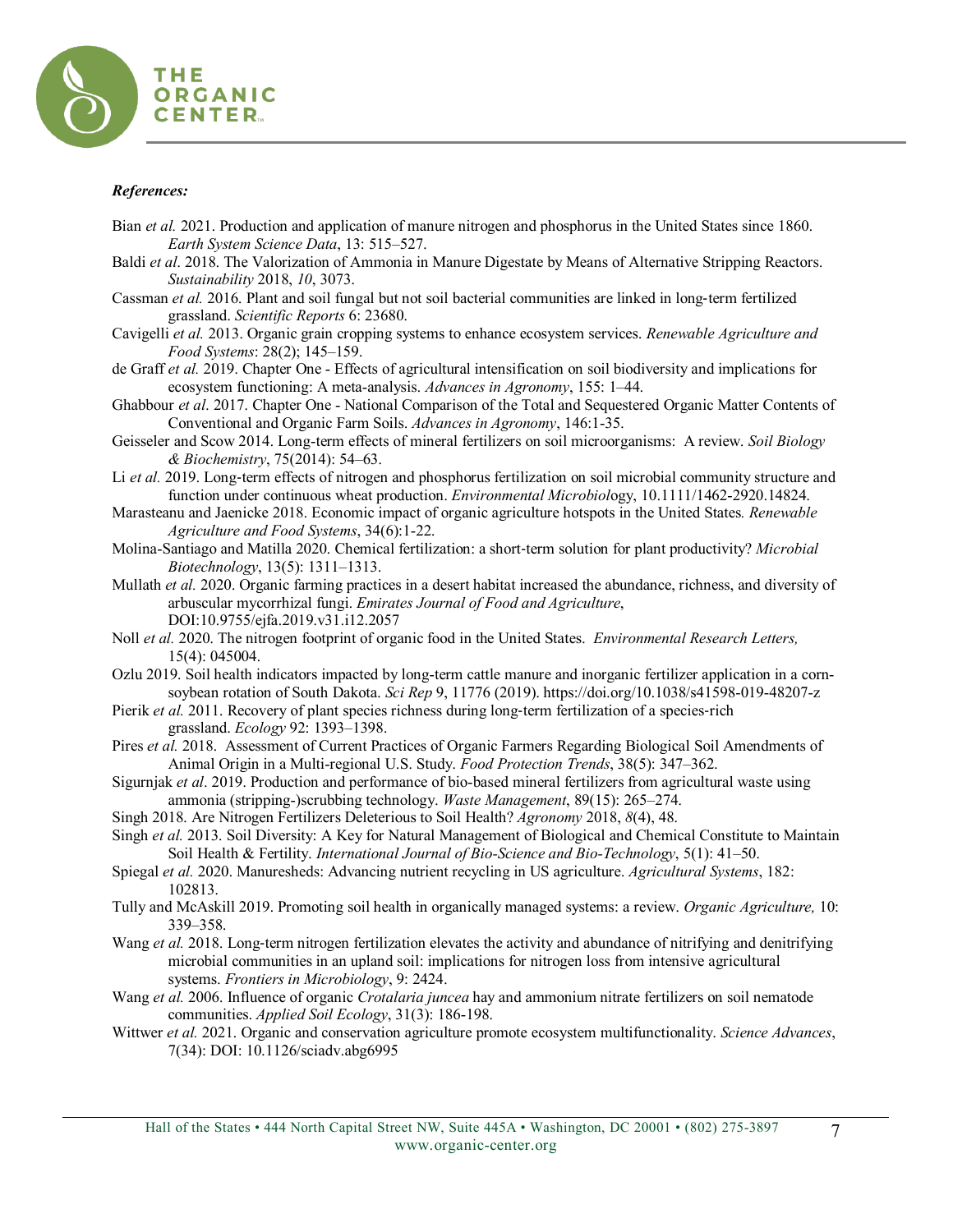***References:***

Bian *et al.* 2021. Production and application of manure nitrogen and phosphorus in the United States since 1860. *Earth System Science Data*, 13: 515–527.

Baldi *et al*. 2018. The Valorization of Ammonia in Manure Digestate by Means of Alternative Stripping Reactors. *Sustainability* 2018, *10*, 3073.

Cassman *et al.* 2016. Plant and soil fungal but not soil bacterial communities are linked in long-term fertilized grassland. *Scientific Reports* 6: 23680.

Cavigelli *et al.* 2013. Organic grain cropping systems to enhance ecosystem services. *Renewable Agriculture and Food Systems*: 28(2); 145–159.

de Graff *et al.* 2019. Chapter One - Effects of agricultural intensification on soil biodiversity and implications for ecosystem functioning: A meta-analysis. *Advances in Agronomy*, 155: 1–44.

Ghabbour *et al*. 2017. Chapter One - National Comparison of the Total and Sequestered Organic Matter Contents of Conventional and Organic Farm Soils. *Advances in Agronomy*, 146:1-35.

Geisseler and Scow 2014. Long-term effects of mineral fertilizers on soil microorganisms: A review. *Soil Biology & Biochemistry*, 75(2014): 54–63.

Li *et al.* 2019. Long-term effects of nitrogen and phosphorus fertilization on soil microbial community structure and function under continuous wheat production. *Environmental Microbiol*ogy, 10.1111/1462-2920.14824.

Marasteanu and Jaenicke 2018. Economic impact of organic agriculture hotspots in the United States*. Renewable Agriculture and Food Systems*, 34(6):1-22.

Molina-Santiago and Matilla 2020. Chemical fertilization: a short-term solution for plant productivity? *Microbial Biotechnology*, 13(5): 1311–1313.

Mullath *et al.* 2020. Organic farming practices in a desert habitat increased the abundance, richness, and diversity of arbuscular mycorrhizal fungi. *Emirates Journal of Food and Agriculture*, DOI:10.9755/ejfa.2019.v31.i12.2057

Noll *et al.* 2020. The nitrogen footprint of organic food in the United States. *Environmental Research Letters,* 15(4): 045004.

Ozlu 2019. Soil health indicators impacted by long-term cattle manure and inorganic fertilizer application in a corn-soybean rotation of South Dakota. *Sci Rep* 9, 11776 (2019). https://doi.org/10.1038/s41598-019-48207-z

Pierik *et al.* 2011. Recovery of plant species richness during long-term fertilization of a species-rich grassland. *Ecology* 92: 1393–1398.

Pires *et al.* 2018. Assessment of Current Practices of Organic Farmers Regarding Biological Soil Amendments of Animal Origin in a Multi-regional U.S. Study. *Food Protection Trends*, 38(5): 347–362.

Sigurnjak *et al*. 2019. Production and performance of bio-based mineral fertilizers from agricultural waste using ammonia (stripping-)scrubbing technology. *Waste Management*, 89(15): 265–274.

Singh 2018. Are Nitrogen Fertilizers Deleterious to Soil Health? *Agronomy* 2018, *8*(4), 48.

Singh *et al.* 2013. Soil Diversity: A Key for Natural Management of Biological and Chemical Constitute to Maintain Soil Health & Fertility. *International Journal of Bio-Science and Bio-Technology*, 5(1): 41–50.

Spiegal *et al.* 2020. Manuresheds: Advancing nutrient recycling in US agriculture. *Agricultural Systems*, 182: 102813.

Tully and McAskill 2019. Promoting soil health in organically managed systems: a review. *Organic Agriculture,* 10: 339–358.

Wang *et al.* 2018. Long-term nitrogen fertilization elevates the activity and abundance of nitrifying and denitrifying microbial communities in an upland soil: implications for nitrogen loss from intensive agricultural systems. *Frontiers in Microbiology*, 9: 2424.

Wang *et al.* 2006. Influence of organic *Crotalaria juncea* hay and ammonium nitrate fertilizers on soil nematode communities. *Applied Soil Ecology*, 31(3): 186-198.

Wittwer *et al.* 2021. Organic and conservation agriculture promote ecosystem multifunctionality. *Science Advances*, 7(34): DOI: 10.1126/sciadv.abg6995